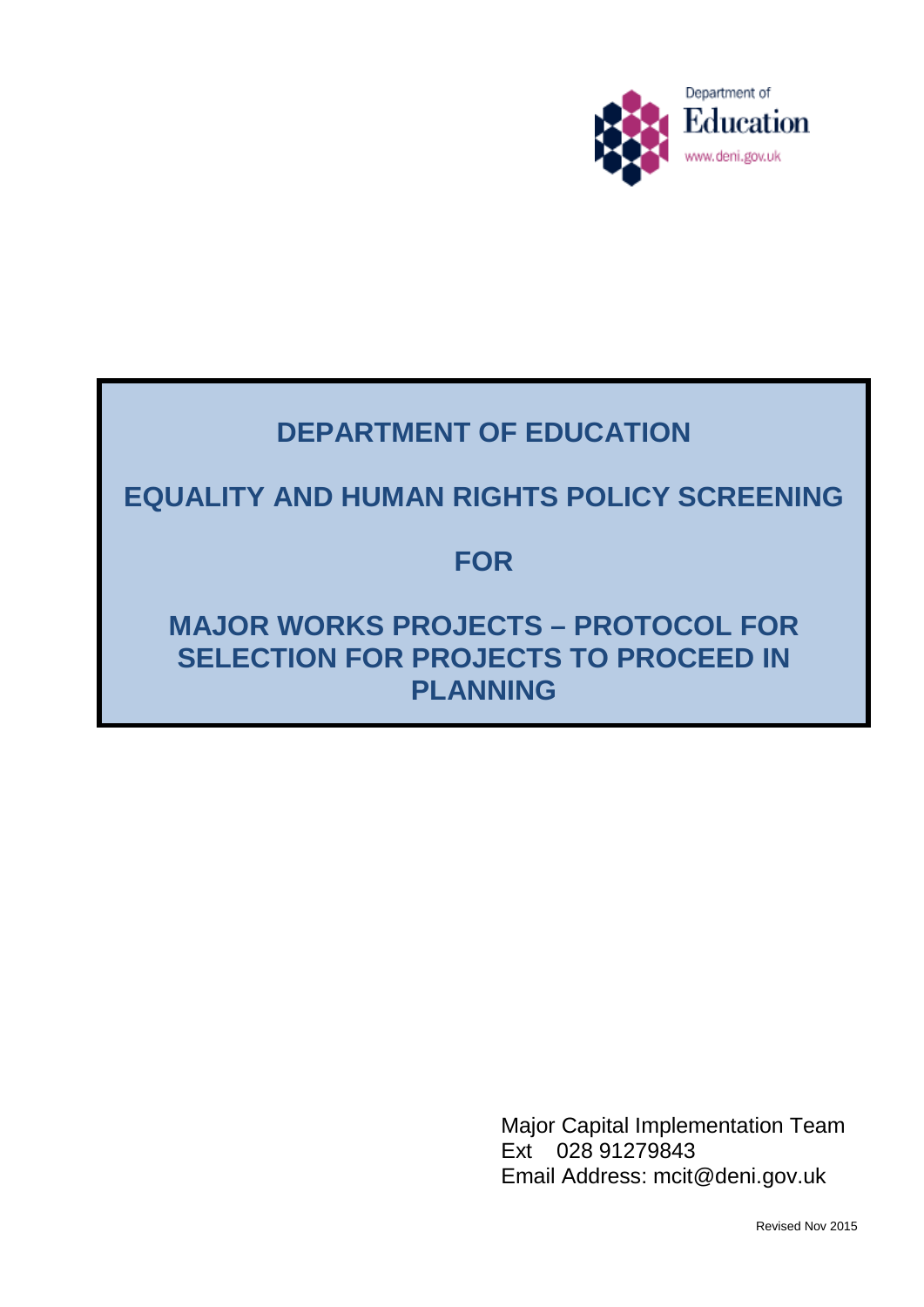Department of
Education
www.deni.gov.uk

# DEPARTMENT OF EDUCATION

# EQUALITY AND HUMAN RIGHTS POLICY SCREENING

# FOR

# MAJOR WORKS PROJECTS – PROTOCOL FOR SELECTION FOR PROJECTS TO PROCEED IN PLANNING

Major Capital Implementation Team
Ext 028 91279843
Email Address: mcit@deni.gov.uk

Revised Nov 2015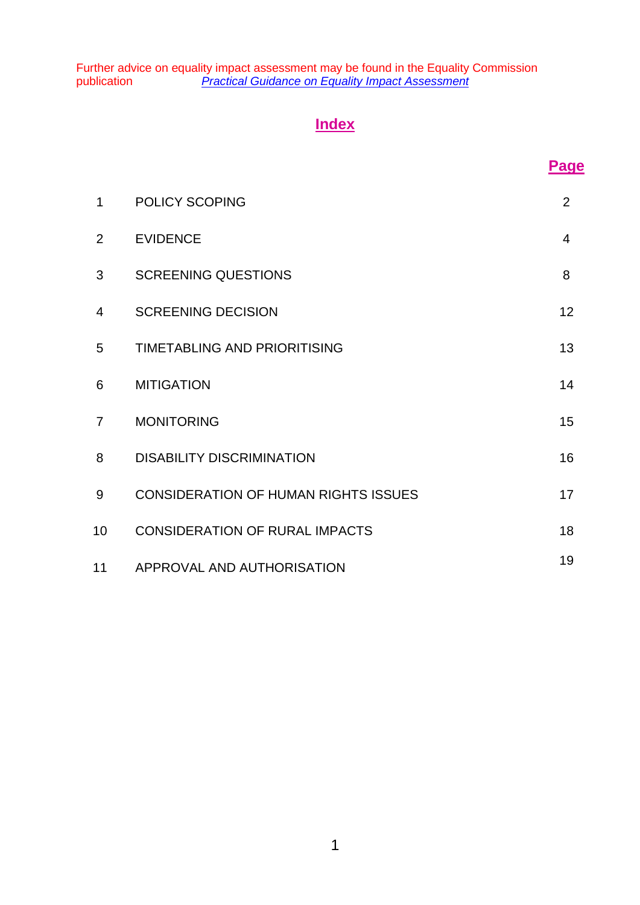Further advice on equality impact assessment may be found in the Equality Commission publication *Practical Guidance on Equality Impact Assessment*

# Index

| | | Page |
|---|---|---|
| 1 | POLICY SCOPING | 2 |
| 2 | EVIDENCE | 4 |
| 3 | SCREENING QUESTIONS | 8 |
| 4 | SCREENING DECISION | 12 |
| 5 | TIMETABLING AND PRIORITISING | 13 |
| 6 | MITIGATION | 14 |
| 7 | MONITORING | 15 |
| 8 | DISABILITY DISCRIMINATION | 16 |
| 9 | CONSIDERATION OF HUMAN RIGHTS ISSUES | 17 |
| 10 | CONSIDERATION OF RURAL IMPACTS | 18 |
| 11 | APPROVAL AND AUTHORISATION | 19 |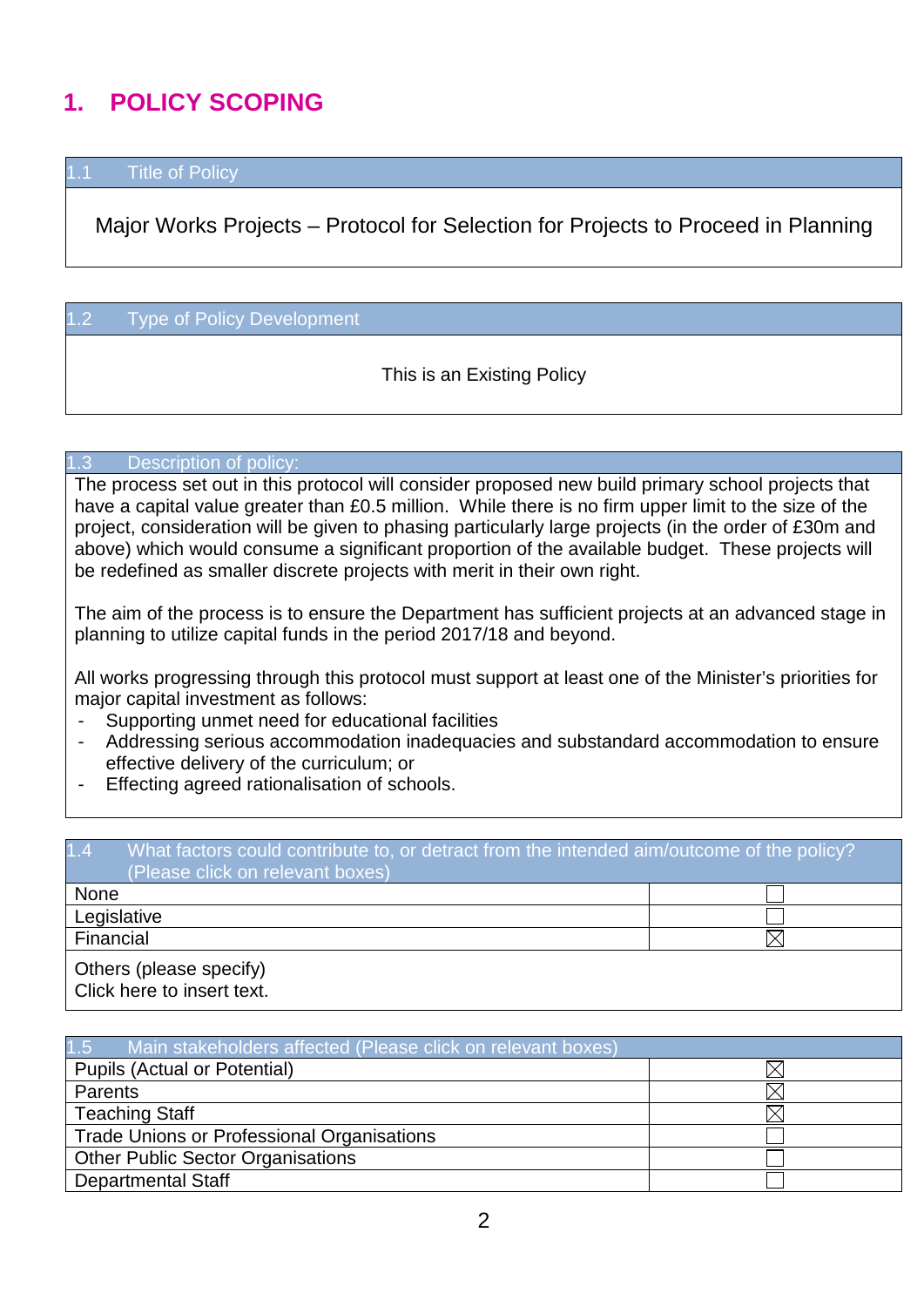# 1. POLICY SCOPING

| 1.1 Title of Policy |
|---|
| Major Works Projects – Protocol for Selection for Projects to Proceed in Planning |

| 1.2 Type of Policy Development |
|---|
| This is an Existing Policy |

| 1.3 Description of policy: |
|---|
| The process set out in this protocol will consider proposed new build primary school projects that have a capital value greater than £0.5 million. While there is no firm upper limit to the size of the project, consideration will be given to phasing particularly large projects (in the order of £30m and above) which would consume a significant proportion of the available budget. These projects will be redefined as smaller discrete projects with merit in their own right.<br><br>The aim of the process is to ensure the Department has sufficient projects at an advanced stage in planning to utilize capital funds in the period 2017/18 and beyond.<br><br>All works progressing through this protocol must support at least one of the Minister's priorities for major capital investment as follows:<br>- Supporting unmet need for educational facilities<br>- Addressing serious accommodation inadequacies and substandard accommodation to ensure effective delivery of the curriculum; or<br>- Effecting agreed rationalisation of schools. |

| 1.4 What factors could contribute to, or detract from the intended aim/outcome of the policy? (Please click on relevant boxes) | |
|---|---|
| None | ☐ |
| Legislative | ☐ |
| Financial | ☒ |
| Others (please specify)<br>Click here to insert text. | |

| 1.5 Main stakeholders affected (Please click on relevant boxes) | |
|---|---|
| Pupils (Actual or Potential) | ☒ |
| Parents | ☒ |
| Teaching Staff | ☒ |
| Trade Unions or Professional Organisations | ☐ |
| Other Public Sector Organisations | ☐ |
| Departmental Staff | ☐ |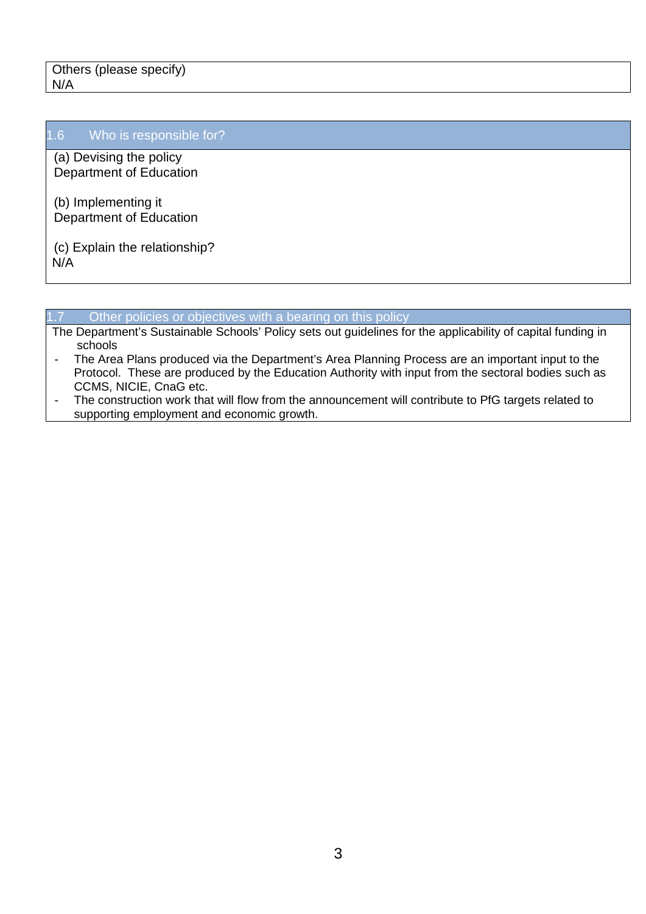Others (please specify)
N/A

## 1.6 Who is responsible for?

(a) Devising the policy
Department of Education

(b) Implementing it
Department of Education

(c) Explain the relationship?
N/A

## 1.7 Other policies or objectives with a bearing on this policy

The Department's Sustainable Schools' Policy sets out guidelines for the applicability of capital funding in schools

- The Area Plans produced via the Department's Area Planning Process are an important input to the Protocol. These are produced by the Education Authority with input from the sectoral bodies such as CCMS, NICIE, CnaG etc.
- The construction work that will flow from the announcement will contribute to PfG targets related to supporting employment and economic growth.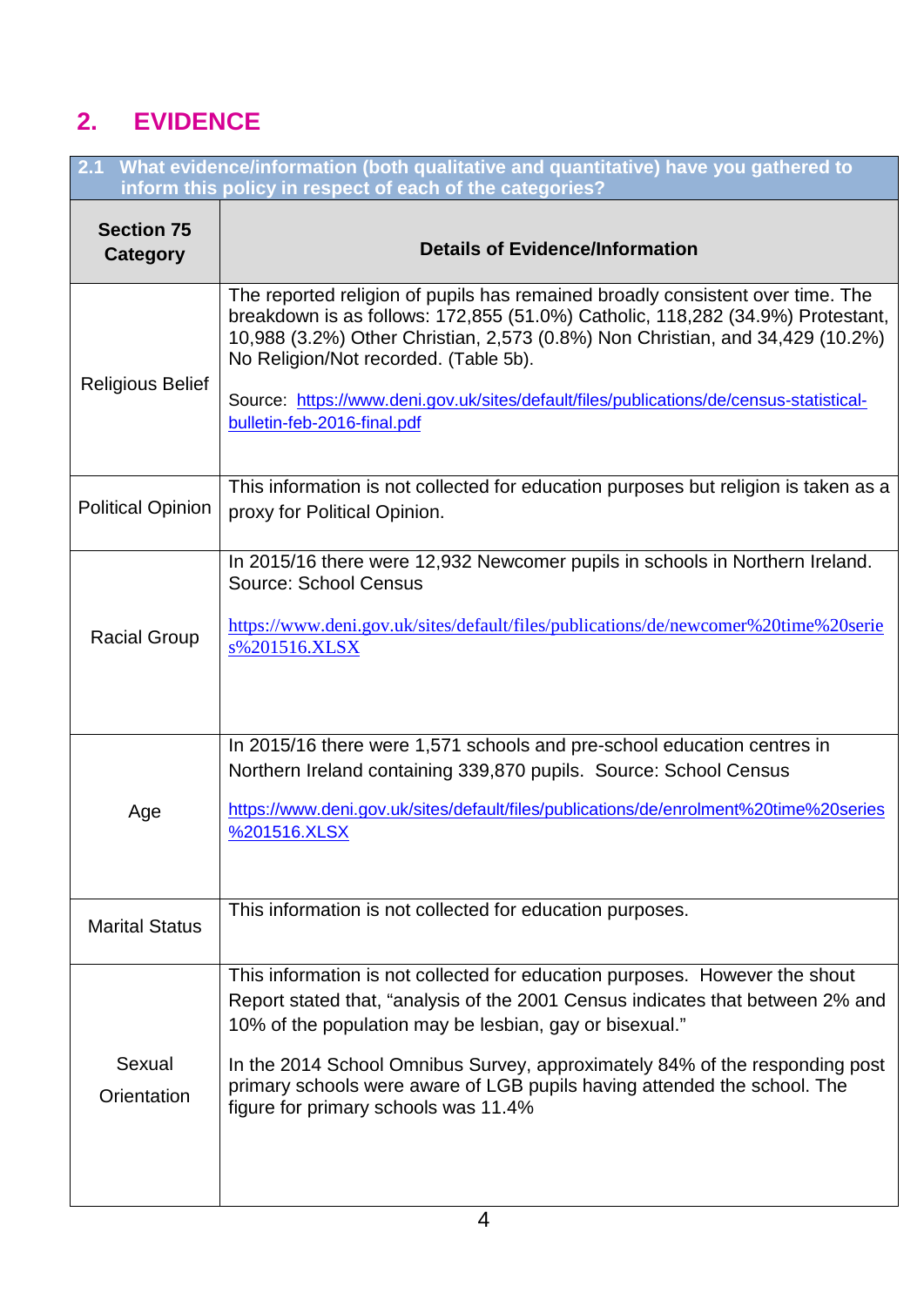## 2. EVIDENCE

| **2.1 What evidence/information (both qualitative and quantitative) have you gathered to inform this policy in respect of each of the categories?** | |
|---|---|
| **Section 75 Category** | **Details of Evidence/Information** |
| Religious Belief | The reported religion of pupils has remained broadly consistent over time. The breakdown is as follows: 172,855 (51.0%) Catholic, 118,282 (34.9%) Protestant, 10,988 (3.2%) Other Christian, 2,573 (0.8%) Non Christian, and 34,429 (10.2%) No Religion/Not recorded. (Table 5b).<br><br>Source: https://www.deni.gov.uk/sites/default/files/publications/de/census-statistical-bulletin-feb-2016-final.pdf |
| Political Opinion | This information is not collected for education purposes but religion is taken as a proxy for Political Opinion. |
| Racial Group | In 2015/16 there were 12,932 Newcomer pupils in schools in Northern Ireland. Source: School Census<br><br>https://www.deni.gov.uk/sites/default/files/publications/de/newcomer%20time%20series%201516.XLSX |
| Age | In 2015/16 there were 1,571 schools and pre-school education centres in Northern Ireland containing 339,870 pupils. Source: School Census<br><br>https://www.deni.gov.uk/sites/default/files/publications/de/enrolment%20time%20series%201516.XLSX |
| Marital Status | This information is not collected for education purposes. |
| Sexual Orientation | This information is not collected for education purposes. However the shout Report stated that, "analysis of the 2001 Census indicates that between 2% and 10% of the population may be lesbian, gay or bisexual."<br><br>In the 2014 School Omnibus Survey, approximately 84% of the responding post primary schools were aware of LGB pupils having attended the school. The figure for primary schools was 11.4% |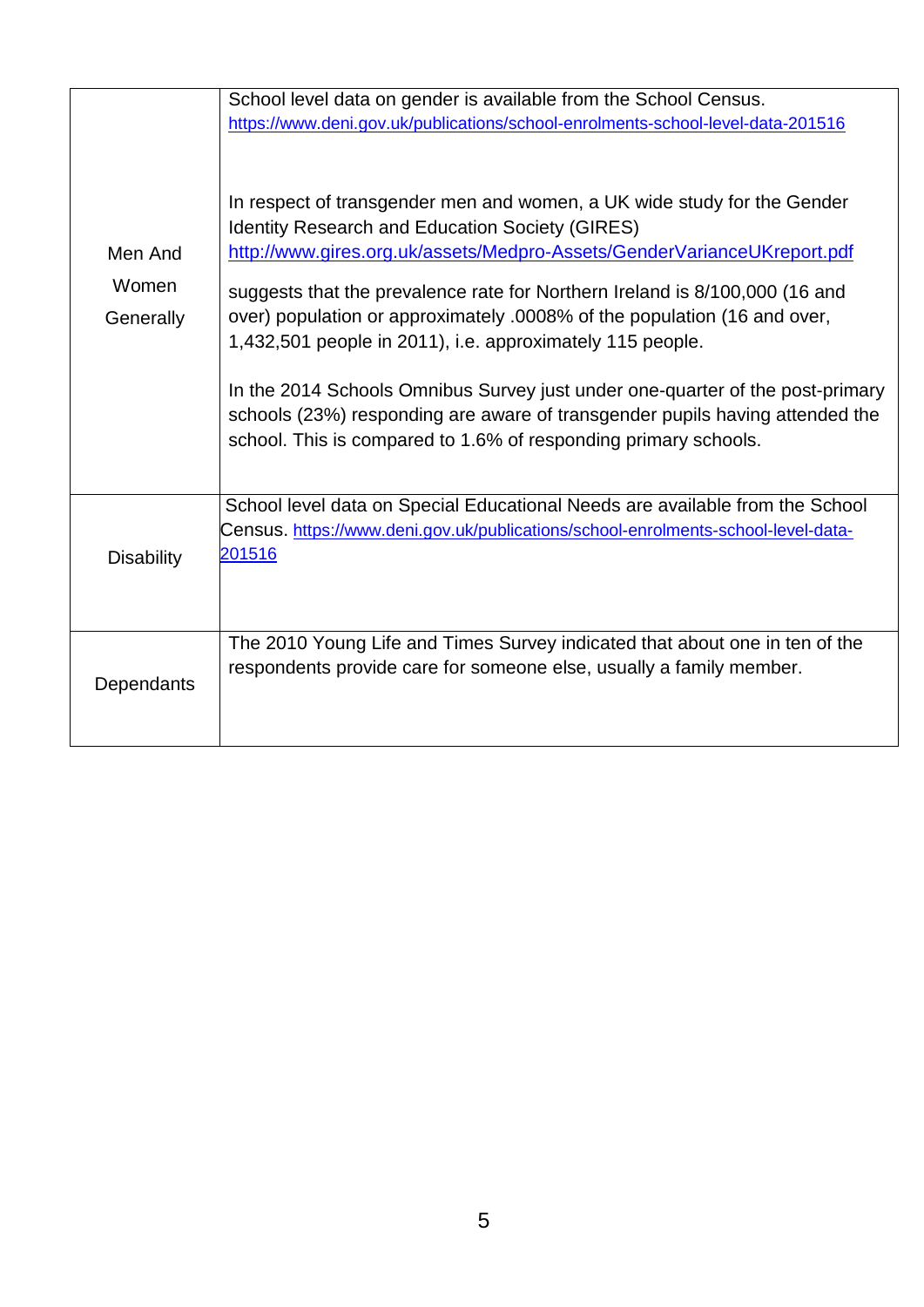| | |
|---|---|
| Men And Women Generally | School level data on gender is available from the School Census. https://www.deni.gov.uk/publications/school-enrolments-school-level-data-201516<br><br>In respect of transgender men and women, a UK wide study for the Gender Identity Research and Education Society (GIRES) http://www.gires.org.uk/assets/Medpro-Assets/GenderVarianceUKreport.pdf<br><br>suggests that the prevalence rate for Northern Ireland is 8/100,000 (16 and over) population or approximately .0008% of the population (16 and over, 1,432,501 people in 2011), i.e. approximately 115 people.<br><br>In the 2014 Schools Omnibus Survey just under one-quarter of the post-primary schools (23%) responding are aware of transgender pupils having attended the school. This is compared to 1.6% of responding primary schools. |
| Disability | School level data on Special Educational Needs are available from the School Census. https://www.deni.gov.uk/publications/school-enrolments-school-level-data-201516 |
| Dependants | The 2010 Young Life and Times Survey indicated that about one in ten of the respondents provide care for someone else, usually a family member. |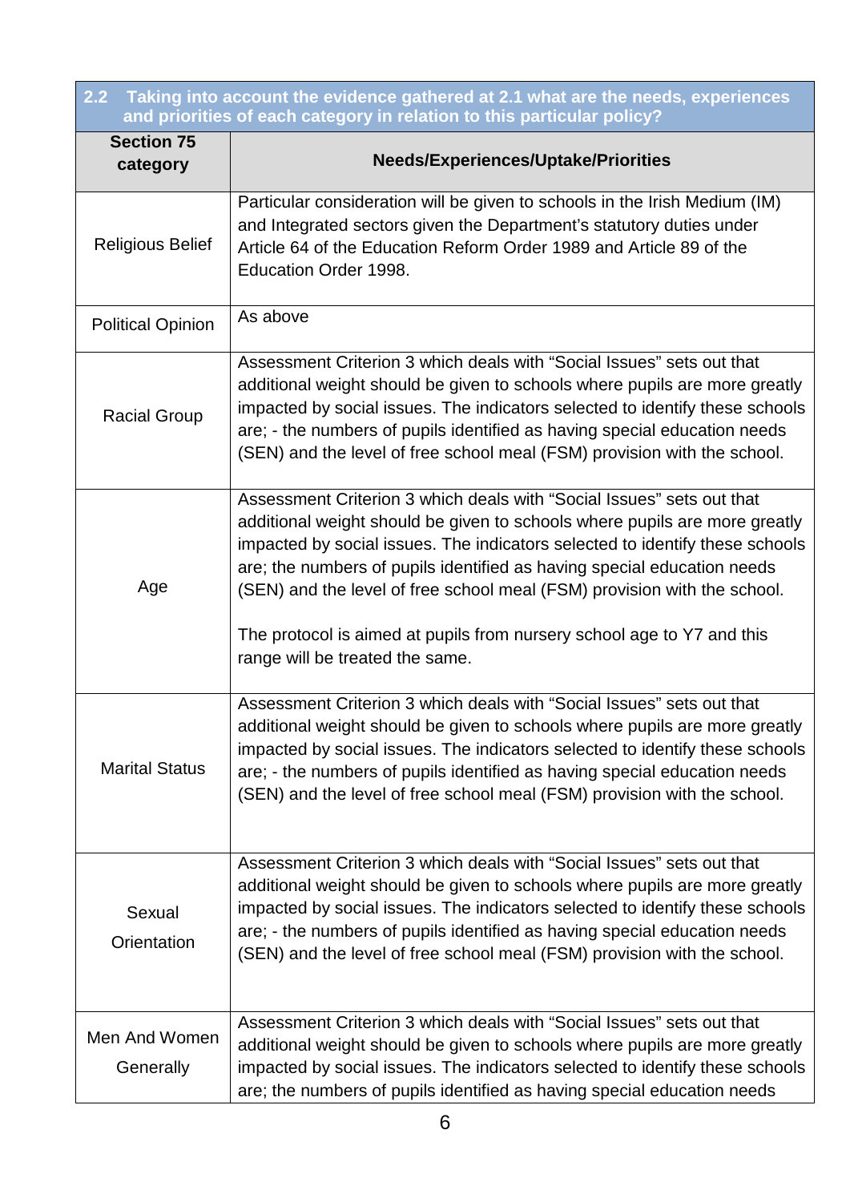| 2.2 Taking into account the evidence gathered at 2.1 what are the needs, experiences and priorities of each category in relation to this particular policy? | |
|---|---|
| **Section 75 category** | **Needs/Experiences/Uptake/Priorities** |
| Religious Belief | Particular consideration will be given to schools in the Irish Medium (IM) and Integrated sectors given the Department's statutory duties under Article 64 of the Education Reform Order 1989 and Article 89 of the Education Order 1998. |
| Political Opinion | As above |
| Racial Group | Assessment Criterion 3 which deals with "Social Issues" sets out that additional weight should be given to schools where pupils are more greatly impacted by social issues. The indicators selected to identify these schools are; - the numbers of pupils identified as having special education needs (SEN) and the level of free school meal (FSM) provision with the school. |
| Age | Assessment Criterion 3 which deals with "Social Issues" sets out that additional weight should be given to schools where pupils are more greatly impacted by social issues. The indicators selected to identify these schools are; the numbers of pupils identified as having special education needs (SEN) and the level of free school meal (FSM) provision with the school.<br><br>The protocol is aimed at pupils from nursery school age to Y7 and this range will be treated the same. |
| Marital Status | Assessment Criterion 3 which deals with "Social Issues" sets out that additional weight should be given to schools where pupils are more greatly impacted by social issues. The indicators selected to identify these schools are; - the numbers of pupils identified as having special education needs (SEN) and the level of free school meal (FSM) provision with the school. |
| Sexual Orientation | Assessment Criterion 3 which deals with "Social Issues" sets out that additional weight should be given to schools where pupils are more greatly impacted by social issues. The indicators selected to identify these schools are; - the numbers of pupils identified as having special education needs (SEN) and the level of free school meal (FSM) provision with the school. |
| Men And Women Generally | Assessment Criterion 3 which deals with "Social Issues" sets out that additional weight should be given to schools where pupils are more greatly impacted by social issues. The indicators selected to identify these schools are; the numbers of pupils identified as having special education needs |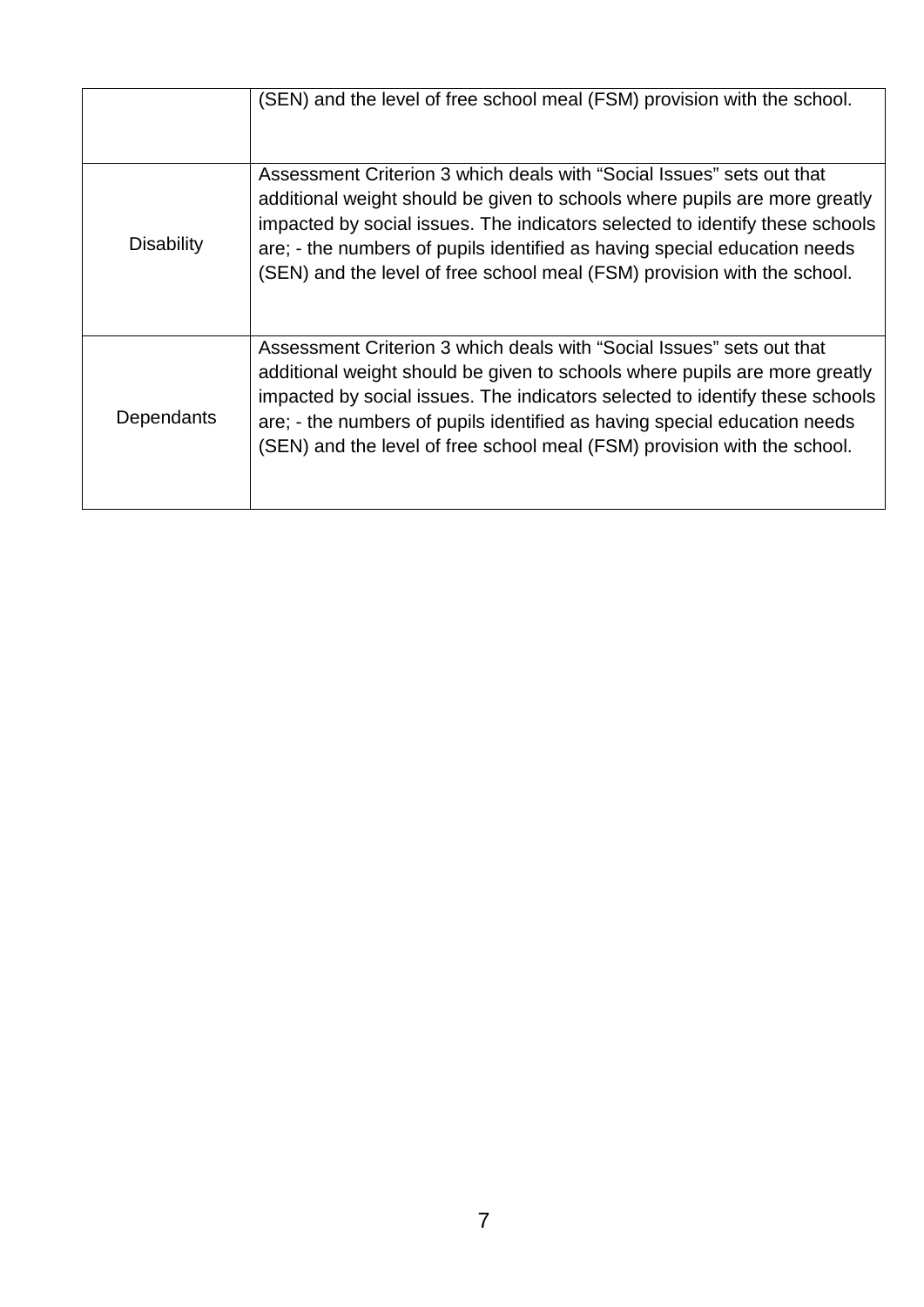| | |
|---|---|
| | (SEN) and the level of free school meal (FSM) provision with the school. |
| Disability | Assessment Criterion 3 which deals with “Social Issues” sets out that additional weight should be given to schools where pupils are more greatly impacted by social issues. The indicators selected to identify these schools are; - the numbers of pupils identified as having special education needs (SEN) and the level of free school meal (FSM) provision with the school. |
| Dependants | Assessment Criterion 3 which deals with “Social Issues” sets out that additional weight should be given to schools where pupils are more greatly impacted by social issues. The indicators selected to identify these schools are; - the numbers of pupils identified as having special education needs (SEN) and the level of free school meal (FSM) provision with the school. |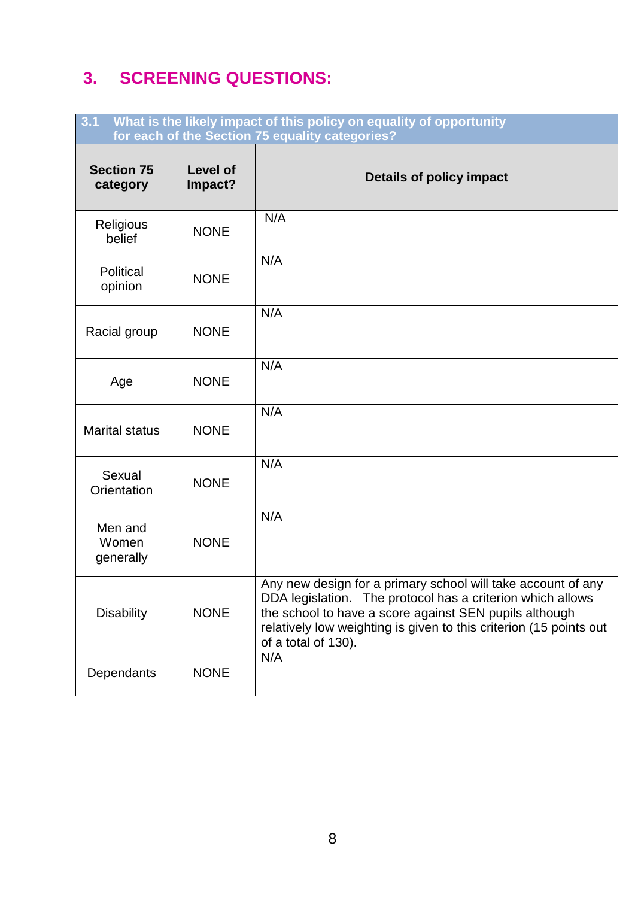## 3. SCREENING QUESTIONS:

| 3.1 What is the likely impact of this policy on equality of opportunity for each of the Section 75 equality categories? | | |
|---|---|---|
| **Section 75 category** | **Level of Impact?** | **Details of policy impact** |
| Religious belief | NONE | N/A |
| Political opinion | NONE | N/A |
| Racial group | NONE | N/A |
| Age | NONE | N/A |
| Marital status | NONE | N/A |
| Sexual Orientation | NONE | N/A |
| Men and Women generally | NONE | N/A |
| Disability | NONE | Any new design for a primary school will take account of any DDA legislation. The protocol has a criterion which allows the school to have a score against SEN pupils although relatively low weighting is given to this criterion (15 points out of a total of 130). |
| Dependants | NONE | N/A |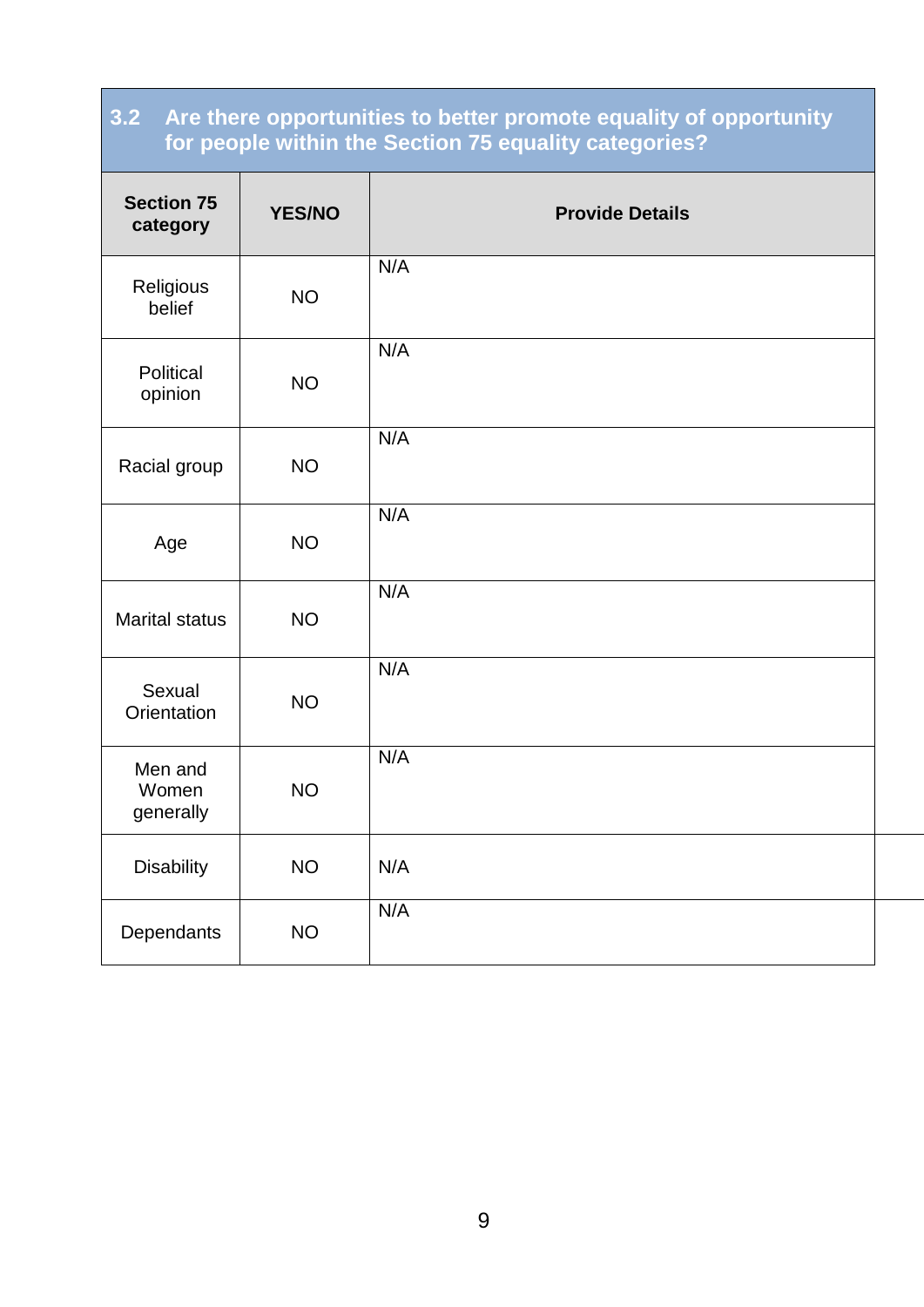## 3.2 Are there opportunities to better promote equality of opportunity for people within the Section 75 equality categories?

| Section 75 category | YES/NO | Provide Details |
|---|---|---|
| Religious belief | NO | N/A |
| Political opinion | NO | N/A |
| Racial group | NO | N/A |
| Age | NO | N/A |
| Marital status | NO | N/A |
| Sexual Orientation | NO | N/A |
| Men and Women generally | NO | N/A |
| Disability | NO | N/A |
| Dependants | NO | N/A |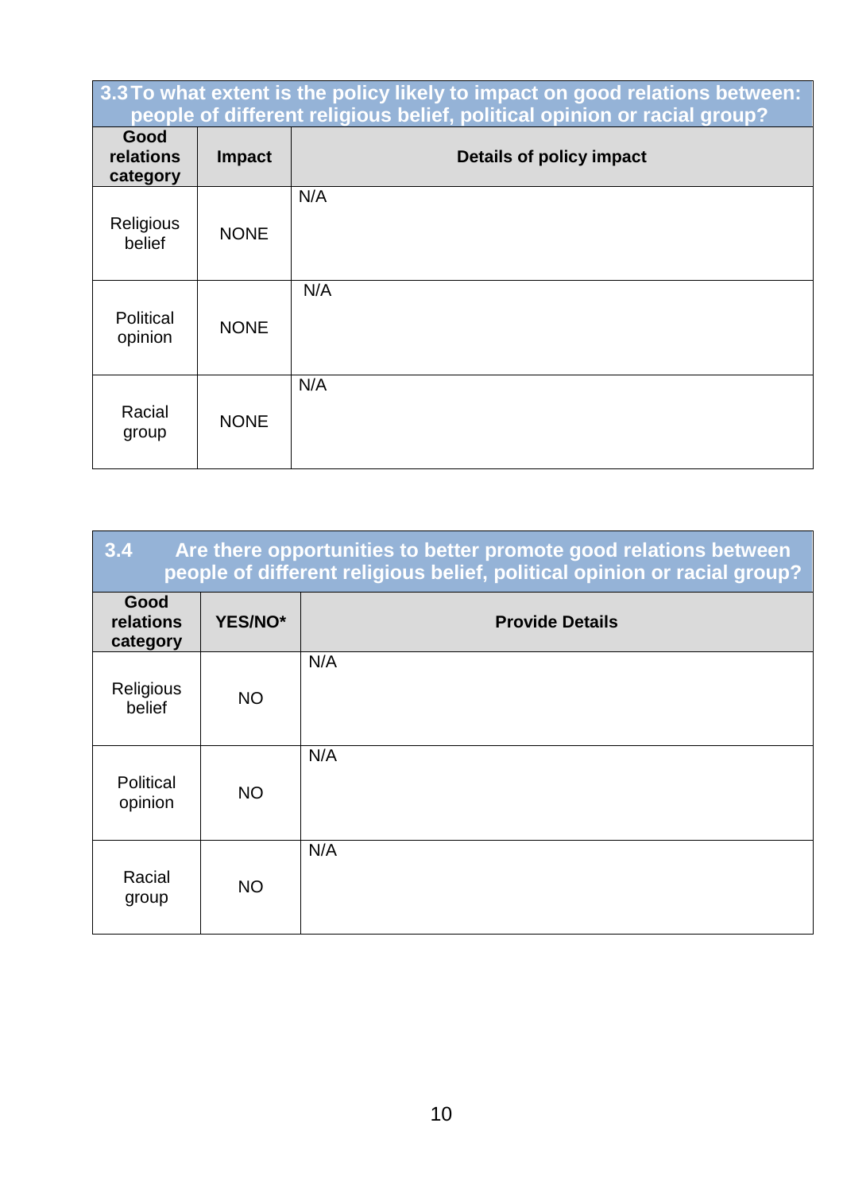| 3.3 To what extent is the policy likely to impact on good relations between: people of different religious belief, political opinion or racial group? | | |
|---|---|---|
| **Good relations category** | **Impact** | **Details of policy impact** |
| Religious belief | NONE | N/A |
| Political opinion | NONE | N/A |
| Racial group | NONE | N/A |

| 3.4 Are there opportunities to better promote good relations between people of different religious belief, political opinion or racial group? | | |
|---|---|---|
| **Good relations category** | **YES/NO*** | **Provide Details** |
| Religious belief | NO | N/A |
| Political opinion | NO | N/A |
| Racial group | NO | N/A |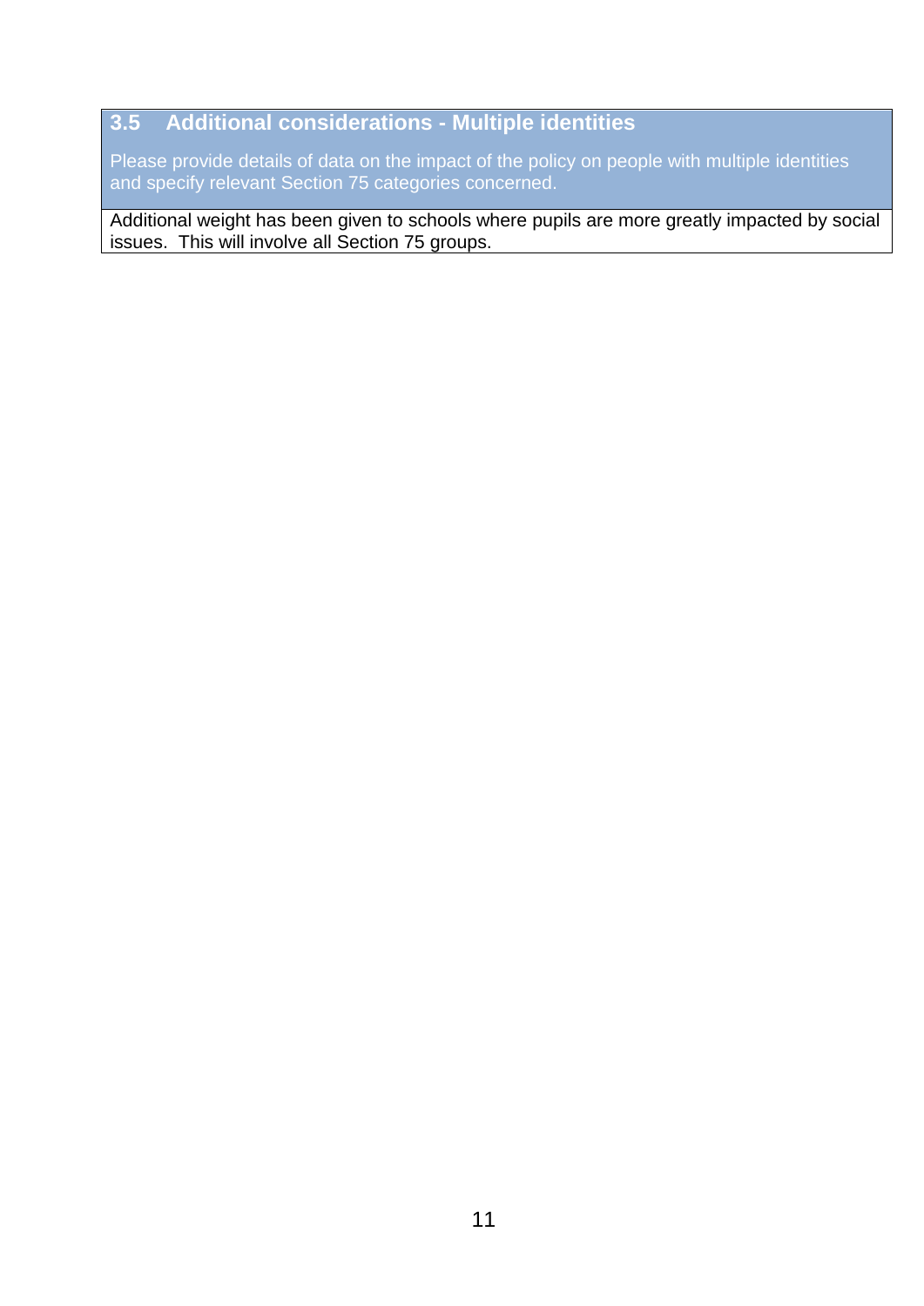## 3.5 Additional considerations - Multiple identities

Please provide details of data on the impact of the policy on people with multiple identities and specify relevant Section 75 categories concerned.

Additional weight has been given to schools where pupils are more greatly impacted by social issues. This will involve all Section 75 groups.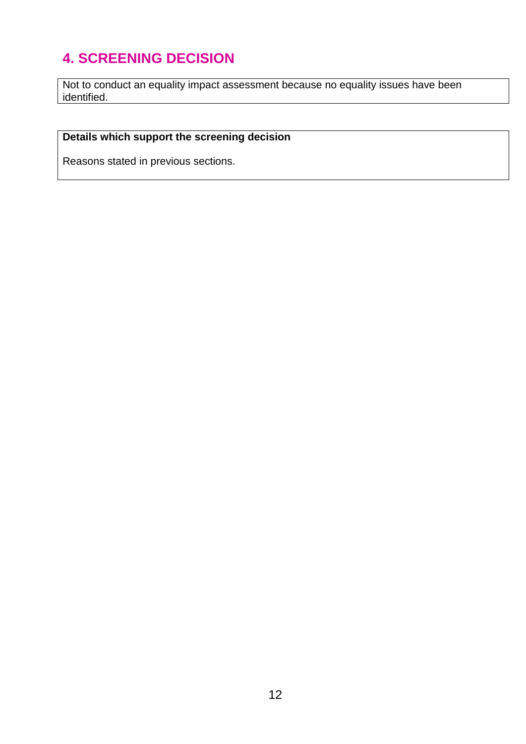## 4. SCREENING DECISION

| Not to conduct an equality impact assessment because no equality issues have been identified. |
| --- |

| **Details which support the screening decision** |
| --- |
| Reasons stated in previous sections. |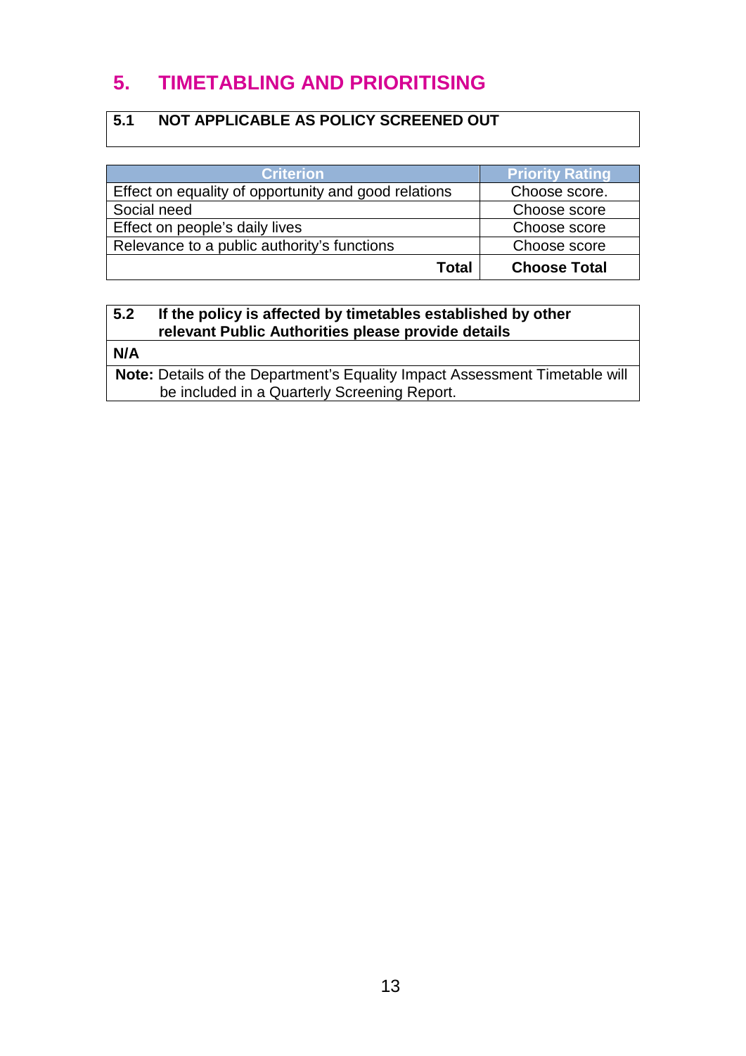## 5. TIMETABLING AND PRIORITISING

| **5.1 NOT APPLICABLE AS POLICY SCREENED OUT** |
|---|

| Criterion | Priority Rating |
|---|---|
| Effect on equality of opportunity and good relations | Choose score. |
| Social need | Choose score |
| Effect on people's daily lives | Choose score |
| Relevance to a public authority's functions | Choose score |
| **Total** | **Choose Total** |

| **5.2 If the policy is affected by timetables established by other relevant Public Authorities please provide details** |
|---|
| **N/A** |
| **Note:** Details of the Department's Equality Impact Assessment Timetable will be included in a Quarterly Screening Report. |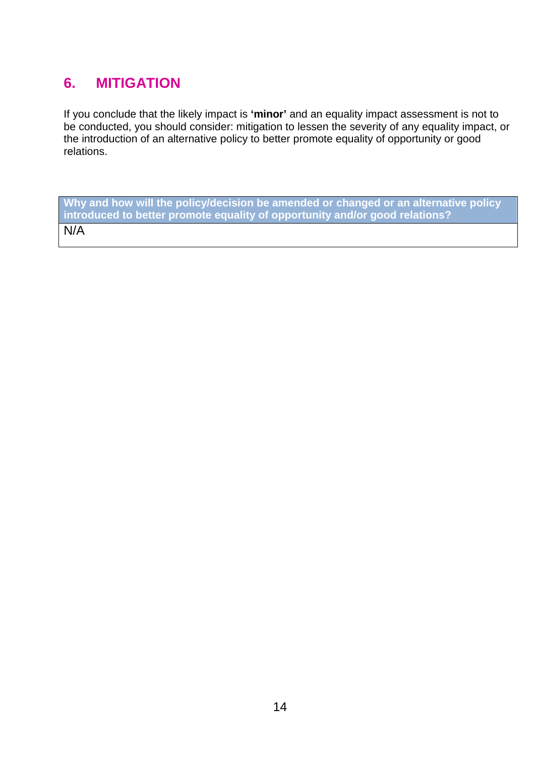## 6. MITIGATION

If you conclude that the likely impact is **'minor'** and an equality impact assessment is not to be conducted, you should consider: mitigation to lessen the severity of any equality impact, or the introduction of an alternative policy to better promote equality of opportunity or good relations.

| Why and how will the policy/decision be amended or changed or an alternative policy introduced to better promote equality of opportunity and/or good relations? |
|---|
| N/A |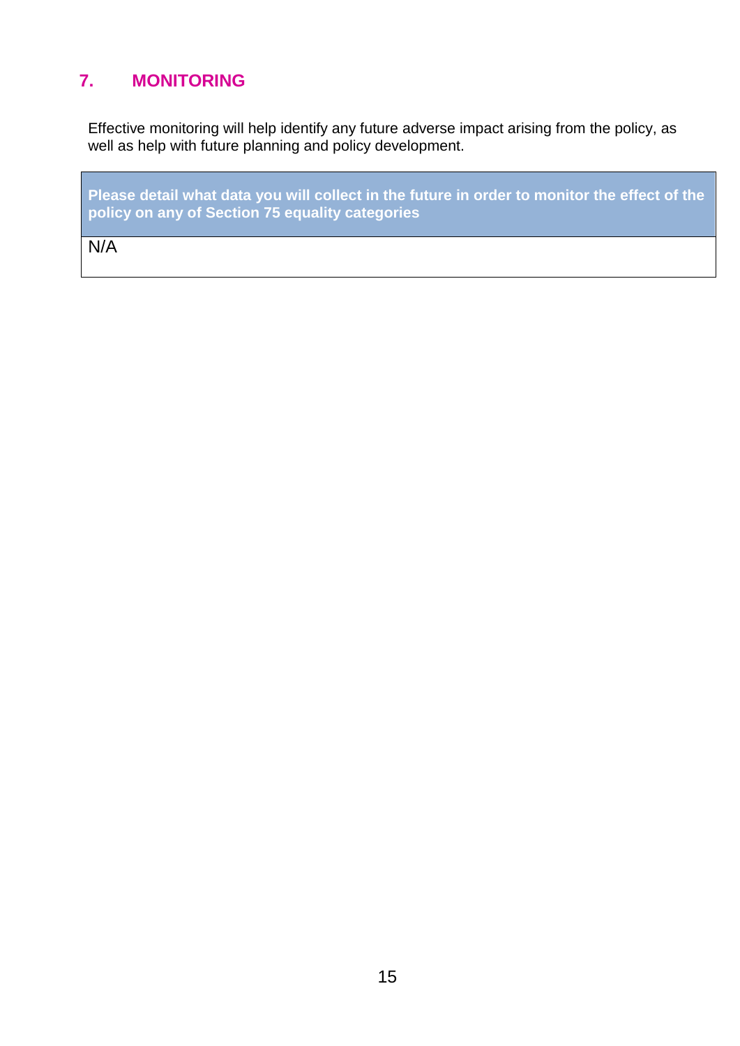## 7. MONITORING

Effective monitoring will help identify any future adverse impact arising from the policy, as well as help with future planning and policy development.

| **Please detail what data you will collect in the future in order to monitor the effect of the policy on any of Section 75 equality categories** |
|---|
| N/A |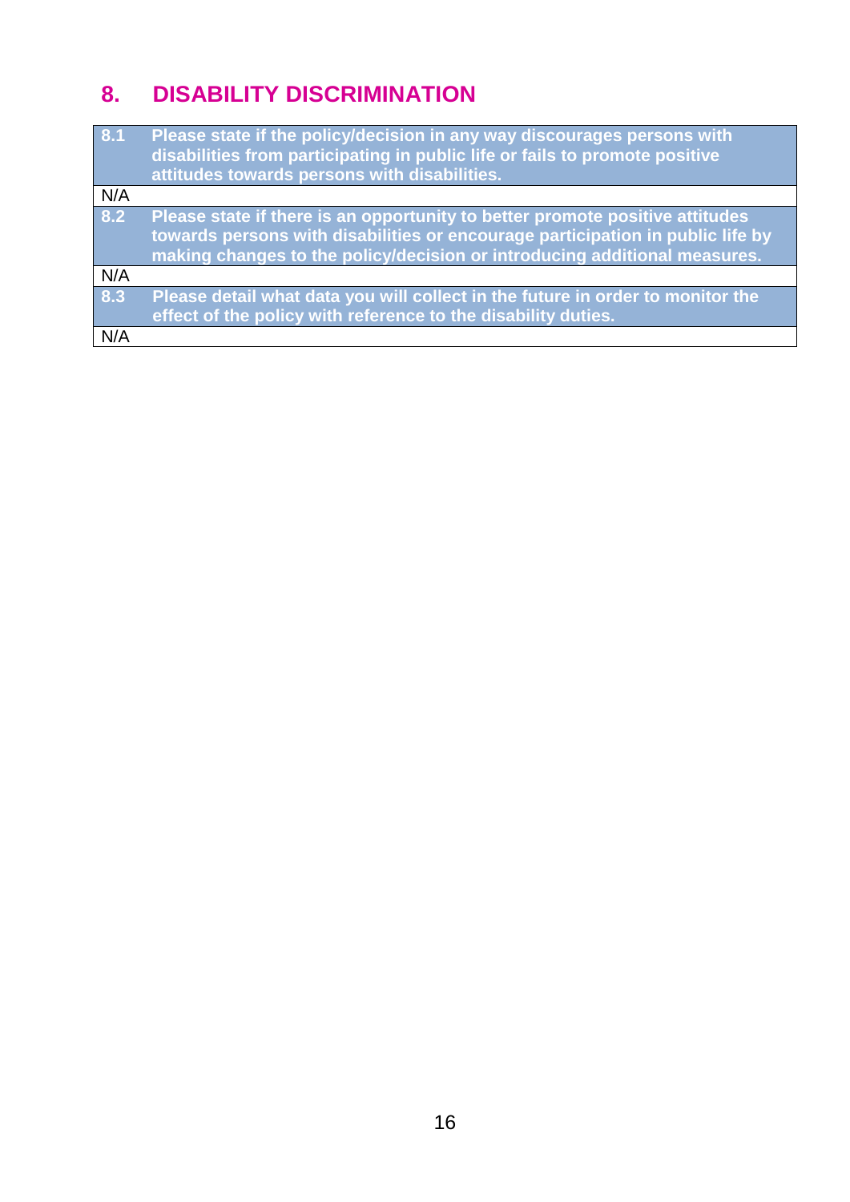## 8. DISABILITY DISCRIMINATION

| 8.1 | Please state if the policy/decision in any way discourages persons with disabilities from participating in public life or fails to promote positive attitudes towards persons with disabilities. |
| --- | --- |
| N/A | |
| **8.2** | **Please state if there is an opportunity to better promote positive attitudes towards persons with disabilities or encourage participation in public life by making changes to the policy/decision or introducing additional measures.** |
| N/A | |
| **8.3** | **Please detail what data you will collect in the future in order to monitor the effect of the policy with reference to the disability duties.** |
| N/A | |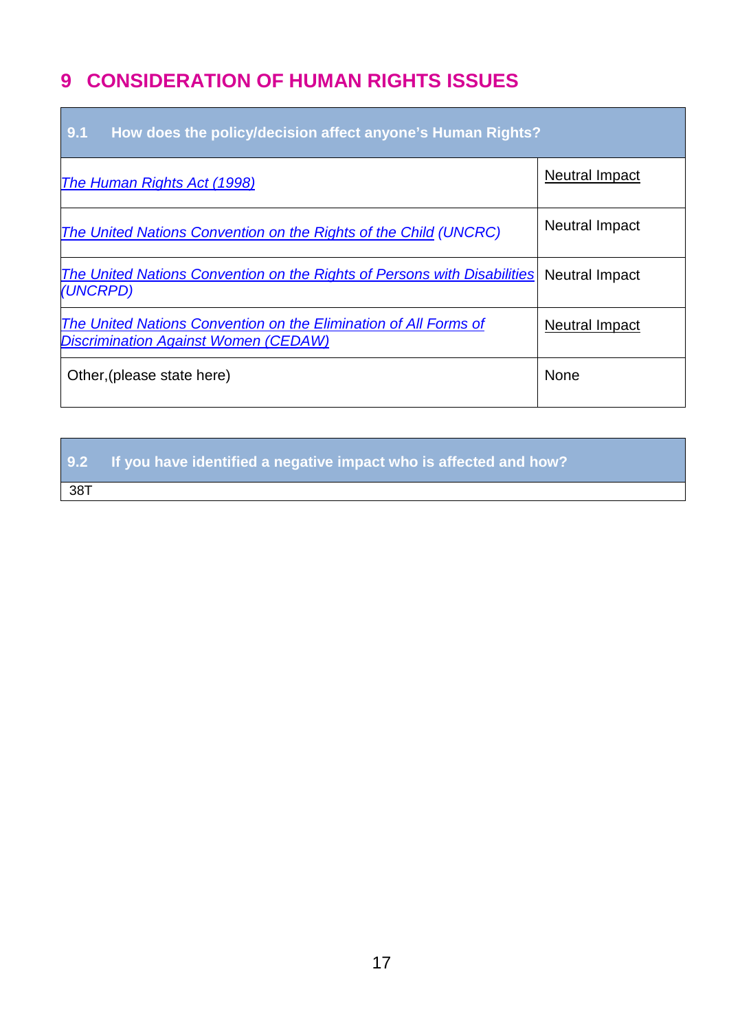## 9 CONSIDERATION OF HUMAN RIGHTS ISSUES

| 9.1 How does the policy/decision affect anyone's Human Rights? | |
|---|---|
| *The Human Rights Act (1998)* | Neutral Impact |
| *The United Nations Convention on the Rights of the Child (UNCRC)* | Neutral Impact |
| *The United Nations Convention on the Rights of Persons with Disabilities (UNCRPD)* | Neutral Impact |
| *The United Nations Convention on the Elimination of All Forms of Discrimination Against Women (CEDAW)* | Neutral Impact |
| Other,(please state here) | None |

| 9.2 If you have identified a negative impact who is affected and how? |
|---|
| 38T |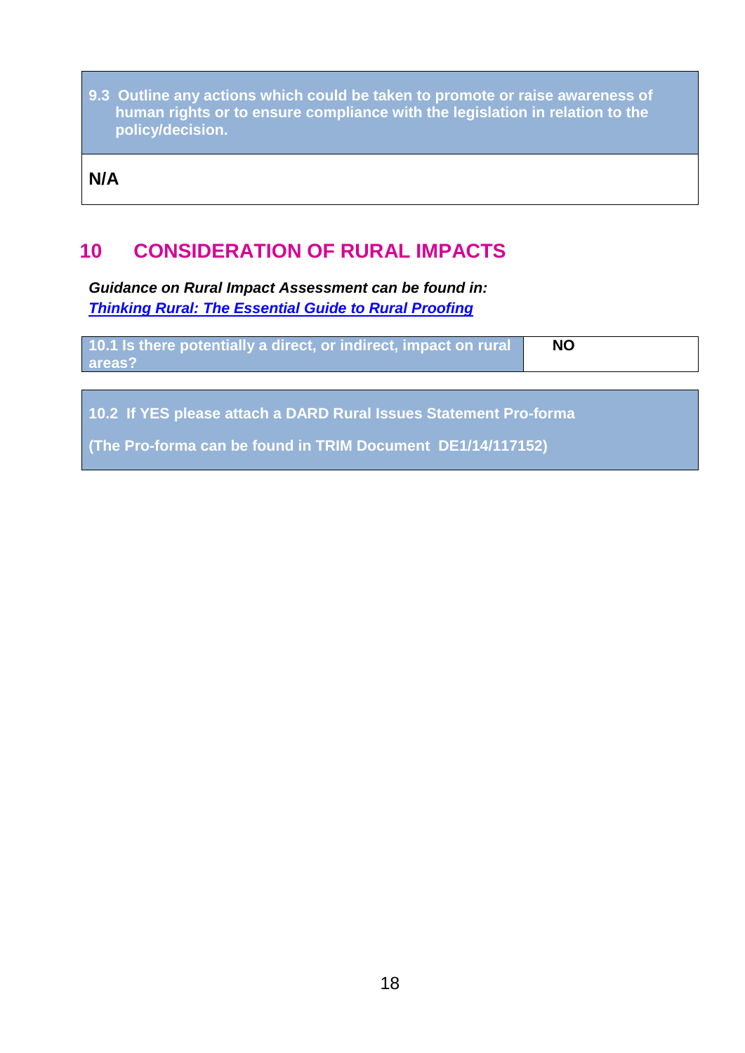| 9.3 Outline any actions which could be taken to promote or raise awareness of human rights or to ensure compliance with the legislation in relation to the policy/decision. |
|---|
| **N/A** |

## 10 CONSIDERATION OF RURAL IMPACTS

***Guidance on Rural Impact Assessment can be found in:***
***Thinking Rural: The Essential Guide to Rural Proofing***

| 10.1 Is there potentially a direct, or indirect, impact on rural areas? | NO |
|---|---|

| 10.2 If YES please attach a DARD Rural Issues Statement Pro-forma (The Pro-forma can be found in TRIM Document DE1/14/117152) |
|---|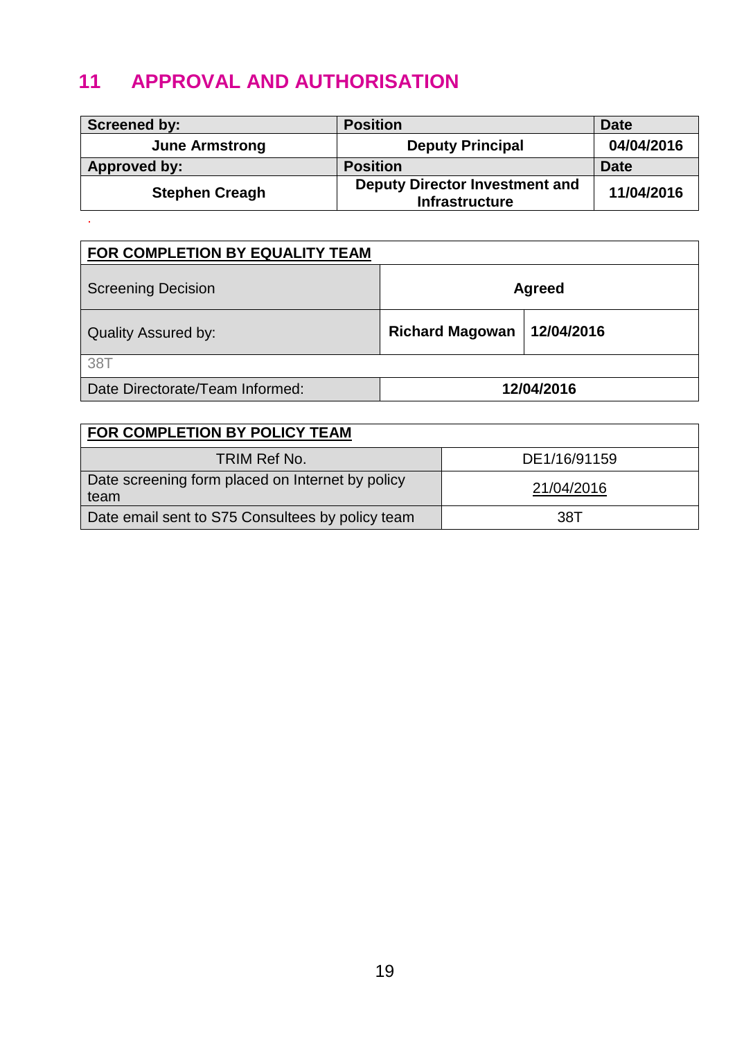## 11 APPROVAL AND AUTHORISATION

| Screened by: | Position | Date |
|---|---|---|
| **June Armstrong** | **Deputy Principal** | **04/04/2016** |
| **Approved by:** | **Position** | **Date** |
| **Stephen Creagh** | **Deputy Director Investment and Infrastructure** | **11/04/2016** |

| **FOR COMPLETION BY EQUALITY TEAM** | | |
|---|---|---|
| Screening Decision | **Agreed** | |
| Quality Assured by: | **Richard Magowan** | **12/04/2016** |
| 38T | | |
| Date Directorate/Team Informed: | **12/04/2016** | |

| **FOR COMPLETION BY POLICY TEAM** | |
|---|---|
| TRIM Ref No. | DE1/16/91159 |
| Date screening form placed on Internet by policy team | 21/04/2016 |
| Date email sent to S75 Consultees by policy team | 38T |